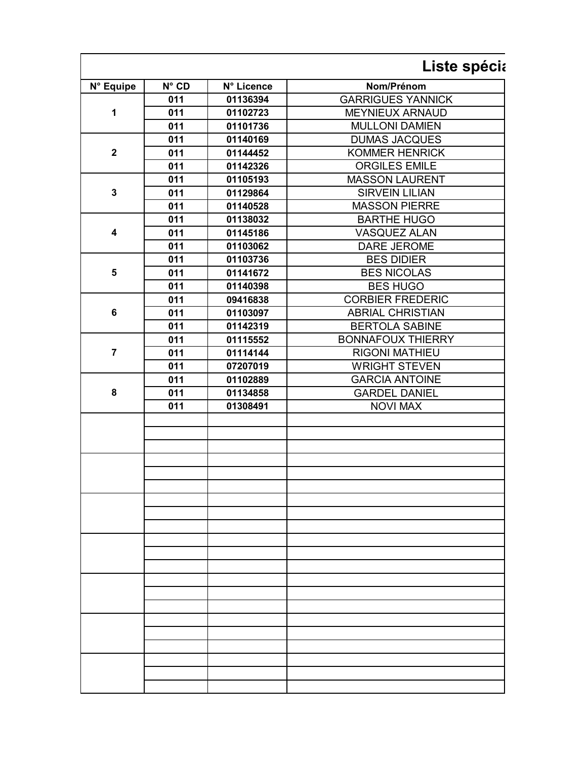# Liste spécia

| N° Equipe | N° CD | N° Licence | Nom/Prénom |
|---|---|---|---|
| 1 | 011 | 01136394 | GARRIGUES YANNICK |
| | 011 | 01102723 | MEYNIEUX ARNAUD |
| | 011 | 01101736 | MULLONI DAMIEN |
| 2 | 011 | 01140169 | DUMAS JACQUES |
| | 011 | 01144452 | KOMMER HENRICK |
| | 011 | 01142326 | ORGILES EMILE |
| 3 | 011 | 01105193 | MASSON LAURENT |
| | 011 | 01129864 | SIRVEIN LILIAN |
| | 011 | 01140528 | MASSON PIERRE |
| 4 | 011 | 01138032 | BARTHE HUGO |
| | 011 | 01145186 | VASQUEZ ALAN |
| | 011 | 01103062 | DARE JEROME |
| 5 | 011 | 01103736 | BES DIDIER |
| | 011 | 01141672 | BES NICOLAS |
| | 011 | 01140398 | BES HUGO |
| 6 | 011 | 09416838 | CORBIER FREDERIC |
| | 011 | 01103097 | ABRIAL CHRISTIAN |
| | 011 | 01142319 | BERTOLA SABINE |
| 7 | 011 | 01115552 | BONNAFOUX THIERRY |
| | 011 | 01114144 | RIGONI MATHIEU |
| | 011 | 07207019 | WRIGHT STEVEN |
| 8 | 011 | 01102889 | GARCIA ANTOINE |
| | 011 | 01134858 | GARDEL DANIEL |
| | 011 | 01308491 | NOVI MAX |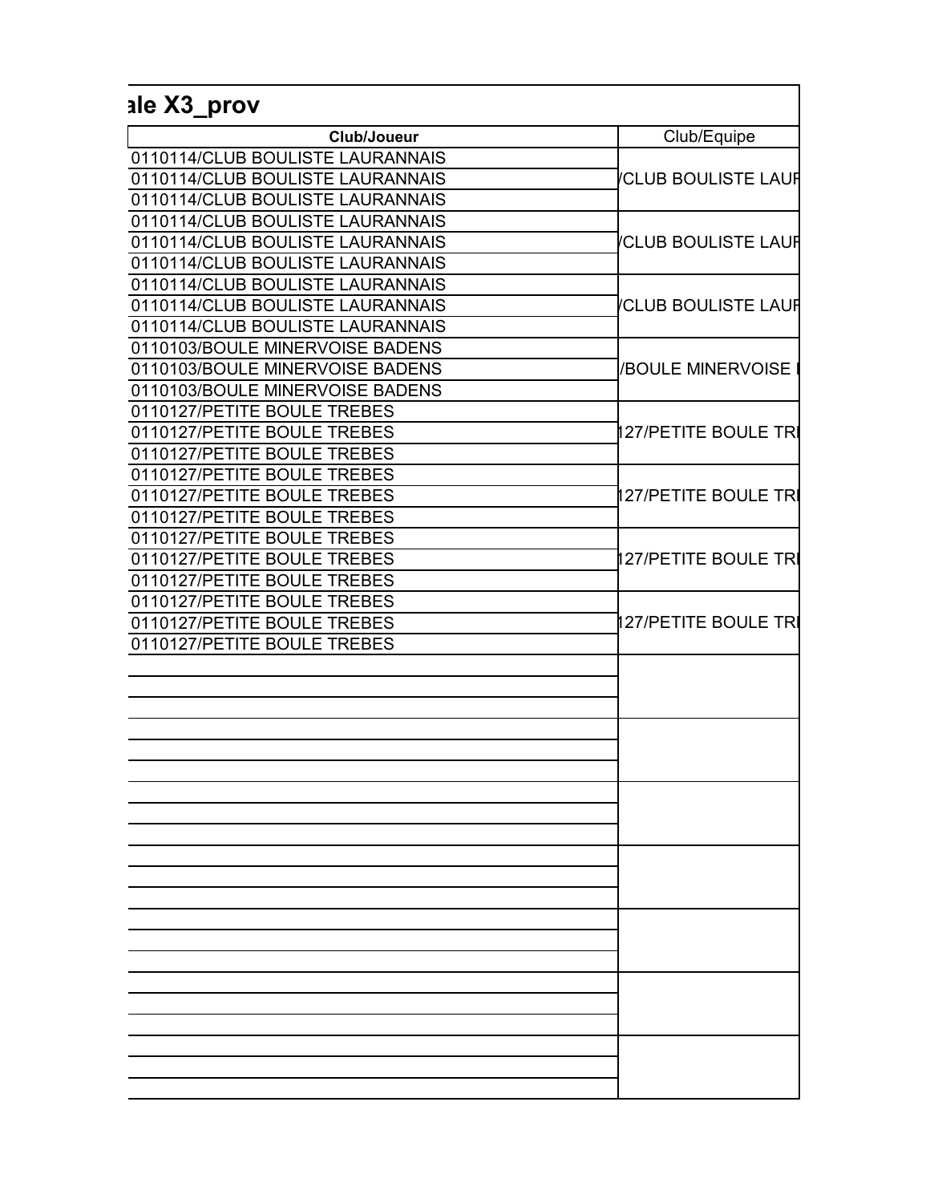## ale X3_prov

| Club/Joueur | Club/Equipe |
|---|---|
| 0110114/CLUB BOULISTE LAURANNAIS | |
| 0110114/CLUB BOULISTE LAURANNAIS | /CLUB BOULISTE LAUR |
| 0110114/CLUB BOULISTE LAURANNAIS | |
| 0110114/CLUB BOULISTE LAURANNAIS | |
| 0110114/CLUB BOULISTE LAURANNAIS | /CLUB BOULISTE LAUR |
| 0110114/CLUB BOULISTE LAURANNAIS | |
| 0110114/CLUB BOULISTE LAURANNAIS | |
| 0110114/CLUB BOULISTE LAURANNAIS | /CLUB BOULISTE LAUR |
| 0110114/CLUB BOULISTE LAURANNAIS | |
| 0110103/BOULE MINERVOISE BADENS | |
| 0110103/BOULE MINERVOISE BADENS | /BOULE MINERVOISE |
| 0110103/BOULE MINERVOISE BADENS | |
| 0110127/PETITE BOULE TREBES | |
| 0110127/PETITE BOULE TREBES | 127/PETITE BOULE TR |
| 0110127/PETITE BOULE TREBES | |
| 0110127/PETITE BOULE TREBES | |
| 0110127/PETITE BOULE TREBES | 127/PETITE BOULE TR |
| 0110127/PETITE BOULE TREBES | |
| 0110127/PETITE BOULE TREBES | |
| 0110127/PETITE BOULE TREBES | 127/PETITE BOULE TR |
| 0110127/PETITE BOULE TREBES | |
| 0110127/PETITE BOULE TREBES | |
| 0110127/PETITE BOULE TREBES | 127/PETITE BOULE TR |
| 0110127/PETITE BOULE TREBES | |